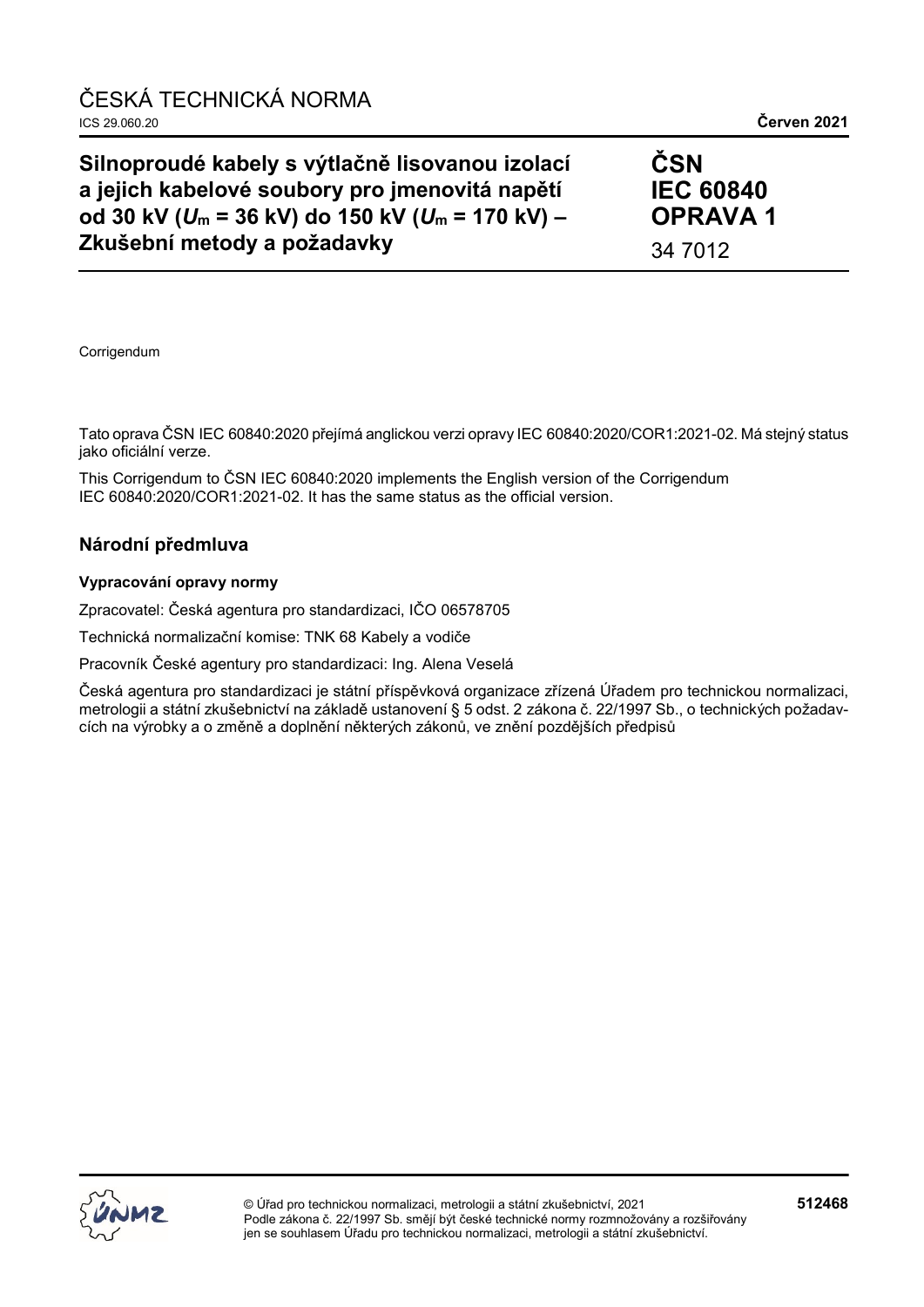ČESKÁ TECHNICKÁ NORMA

ICS 29.060.20 **Červen 2021**

# Silnoproudé kabely s výtlačně lisovanou izolací a jejich kabelové soubory pro jmenovitá napětí od 30 kV ($U_m$ = 36 kV) do 150 kV ($U_m$ = 170 kV) – Zkušební metody a požadavky

**ČSN IEC 60840 OPRAVA 1**

34 7012

Corrigendum

Tato oprava ČSN IEC 60840:2020 přejímá anglickou verzi opravy IEC 60840:2020/COR1:2021-02. Má stejný status jako oficiální verze.

This Corrigendum to ČSN IEC 60840:2020 implements the English version of the Corrigendum IEC 60840:2020/COR1:2021-02. It has the same status as the official version.

## Národní předmluva

### Vypracování opravy normy

Zpracovatel: Česká agentura pro standardizaci, IČO 06578705

Technická normalizační komise: TNK 68 Kabely a vodiče

Pracovník České agentury pro standardizaci: Ing. Alena Veselá

Česká agentura pro standardizaci je státní příspěvková organizace zřízená Úřadem pro technickou normalizaci, metrologii a státní zkušebnictví na základě ustanovení § 5 odst. 2 zákona č. 22/1997 Sb., o technických požadavcích na výrobky a o změně a doplnění některých zákonů, ve znění pozdějších předpisů

© Úřad pro technickou normalizaci, metrologii a státní zkušebnictví, 2021
Podle zákona č. 22/1997 Sb. smějí být české technické normy rozmnožovány a rozšiřovány jen se souhlasem Úřadu pro technickou normalizaci, metrologii a státní zkušebnictví.

**512468**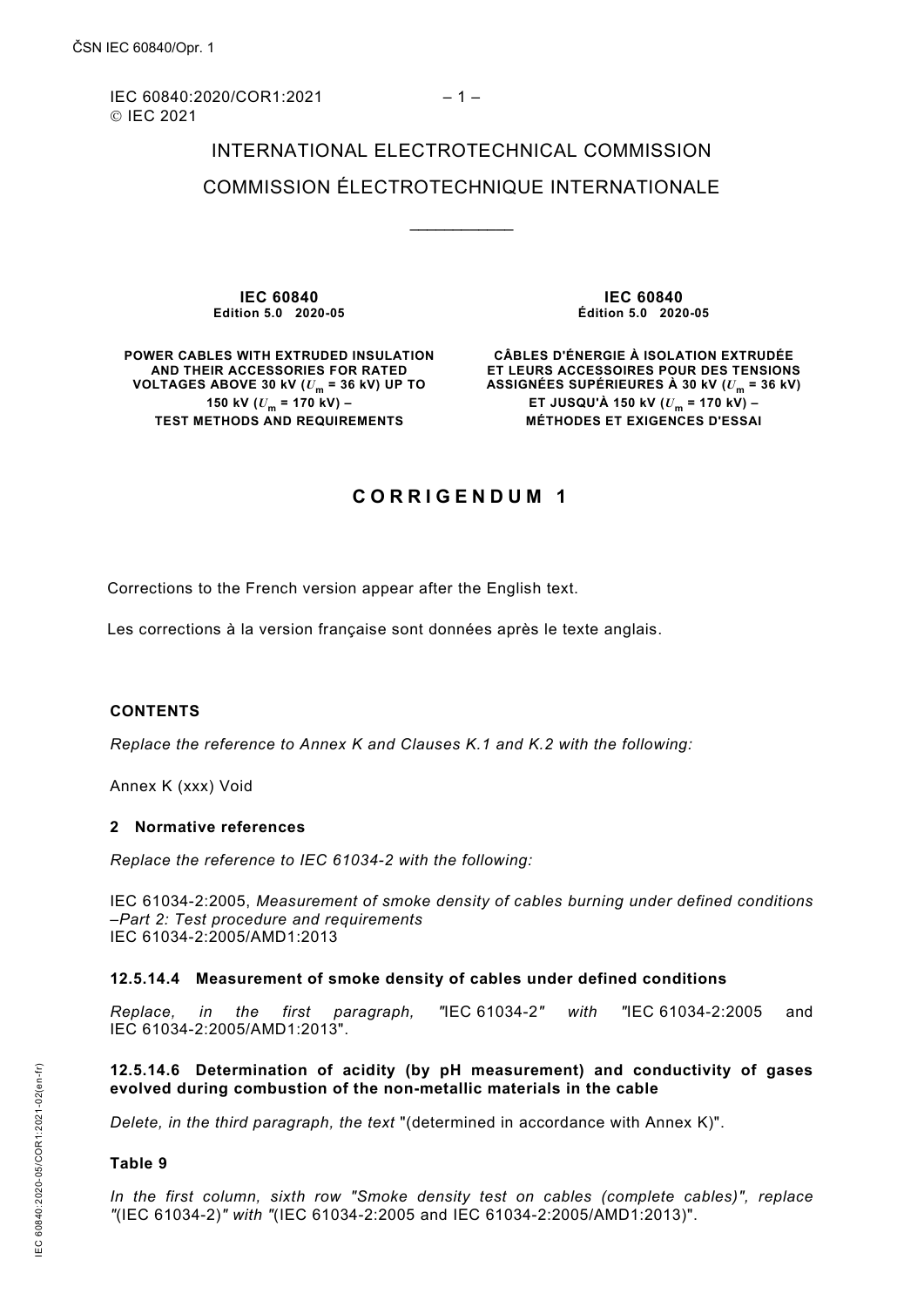INTERNATIONAL ELECTROTECHNICAL COMMISSION

COMMISSION ÉLECTROTECHNIQUE INTERNATIONALE

\_\_\_\_\_\_\_\_\_\_\_\_

**IEC 60840**
**Edition 5.0 2020-05**

**POWER CABLES WITH EXTRUDED INSULATION AND THEIR ACCESSORIES FOR RATED VOLTAGES ABOVE 30 kV ($U_m$ = 36 kV) UP TO 150 kV ($U_m$ = 170 kV) – TEST METHODS AND REQUIREMENTS**

**IEC 60840**
**Édition 5.0 2020-05**

**CÂBLES D'ÉNERGIE À ISOLATION EXTRUDÉE ET LEURS ACCESSOIRES POUR DES TENSIONS ASSIGNÉES SUPÉRIEURES À 30 kV ($U_m$ = 36 kV) ET JUSQU'À 150 kV ($U_m$ = 170 kV) – MÉTHODES ET EXIGENCES D'ESSAI**

## C O R R I G E N D U M 1

Corrections to the French version appear after the English text.

Les corrections à la version française sont données après le texte anglais.

### CONTENTS

*Replace the reference to Annex K and Clauses K.1 and K.2 with the following:*

Annex K (xxx) Void

### 2 Normative references

*Replace the reference to IEC 61034-2 with the following:*

IEC 61034-2:2005, *Measurement of smoke density of cables burning under defined conditions –Part 2: Test procedure and requirements*
IEC 61034-2:2005/AMD1:2013

### 12.5.14.4 Measurement of smoke density of cables under defined conditions

*Replace, in the first paragraph,* "IEC 61034-2" *with* "IEC 61034-2:2005 and IEC 61034-2:2005/AMD1:2013".

### 12.5.14.6 Determination of acidity (by pH measurement) and conductivity of gases evolved during combustion of the non-metallic materials in the cable

*Delete, in the third paragraph, the text* "(determined in accordance with Annex K)".

### Table 9

*In the first column, sixth row "Smoke density test on cables (complete cables)", replace* "(IEC 61034-2)" *with* "(IEC 61034-2:2005 and IEC 61034-2:2005/AMD1:2013)".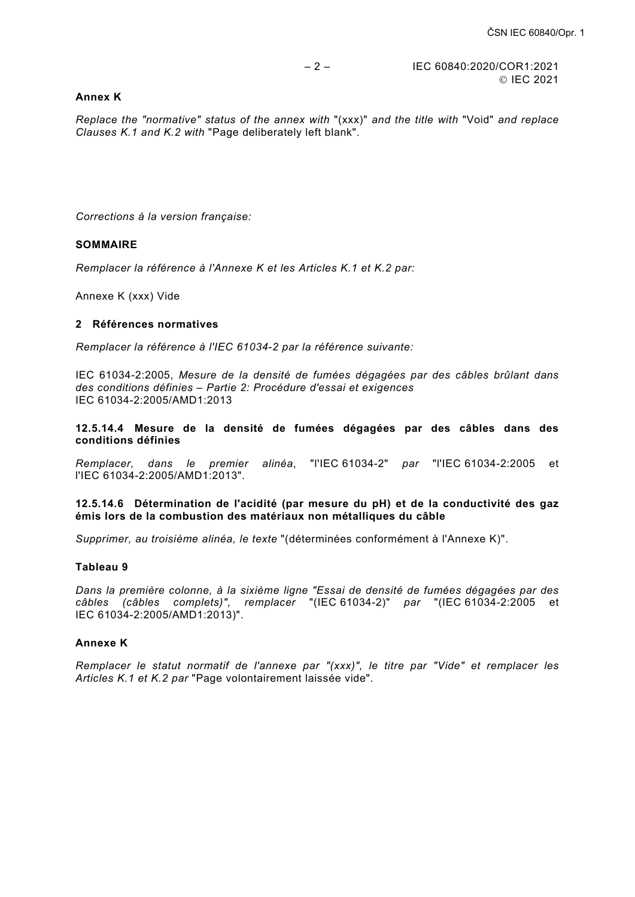**Annex K**

*Replace the "normative" status of the annex with* "(xxx)" *and the title with* "Void" *and replace Clauses K.1 and K.2 with* "Page deliberately left blank".

*Corrections à la version française:*

**SOMMAIRE**

*Remplacer la référence à l'Annexe K et les Articles K.1 et K.2 par:*

Annexe K (xxx) Vide

**2 Références normatives**

*Remplacer la référence à l'IEC 61034-2 par la référence suivante:*

IEC 61034-2:2005, *Mesure de la densité de fumées dégagées par des câbles brûlant dans des conditions définies – Partie 2: Procédure d'essai et exigences*
IEC 61034-2:2005/AMD1:2013

**12.5.14.4 Mesure de la densité de fumées dégagées par des câbles dans des conditions définies**

*Remplacer, dans le premier alinéa*, "l'IEC 61034-2" *par* "l'IEC 61034-2:2005 et l'IEC 61034-2:2005/AMD1:2013".

**12.5.14.6 Détermination de l'acidité (par mesure du pH) et de la conductivité des gaz émis lors de la combustion des matériaux non métalliques du câble**

*Supprimer, au troisième alinéa, le texte* "(déterminées conformément à l'Annexe K)".

**Tableau 9**

*Dans la première colonne, à la sixième ligne "Essai de densité de fumées dégagées par des câbles (câbles complets)", remplacer* "(IEC 61034-2)" *par* "(IEC 61034-2:2005 et IEC 61034-2:2005/AMD1:2013)".

**Annexe K**

*Remplacer le statut normatif de l'annexe par "(xxx)", le titre par "Vide" et remplacer les Articles K.1 et K.2 par* "Page volontairement laissée vide".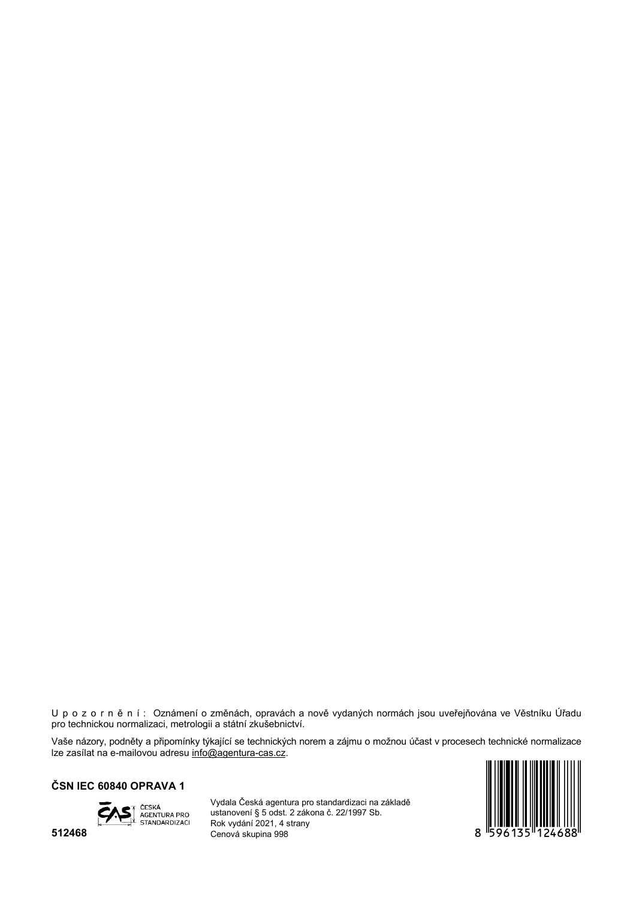U p o z o r n ě n í : Oznámení o změnách, opravách a nově vydaných normách jsou uveřejňována ve Věstníku Úřadu pro technickou normalizaci, metrologii a státní zkušebnictví.

Vaše názory, podněty a připomínky týkající se technických norem a zájmu o možnou účast v procesech technické normalizace lze zasílat na e-mailovou adresu info@agentura-cas.cz.

**ČSN IEC 60840 OPRAVA 1**

ČESKÁ AGENTURA PRO STANDARDIZACI

**512468**

Vydala Česká agentura pro standardizaci na základě ustanovení § 5 odst. 2 zákona č. 22/1997 Sb.
Rok vydání 2021, 4 strany
Cenová skupina 998

8 596135 124688